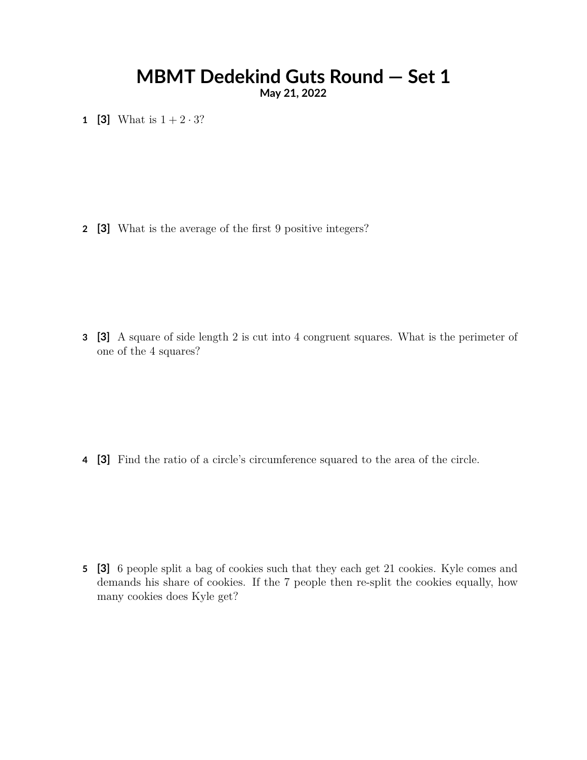# MBMT Dedekind Guts Round — Set 1

**May 21, 2022**

**1** **[3]** What is $1 + 2 \cdot 3$?

**2** **[3]** What is the average of the first 9 positive integers?

**3** **[3]** A square of side length 2 is cut into 4 congruent squares. What is the perimeter of one of the 4 squares?

**4** **[3]** Find the ratio of a circle's circumference squared to the area of the circle.

**5** **[3]** 6 people split a bag of cookies such that they each get 21 cookies. Kyle comes and demands his share of cookies. If the 7 people then re-split the cookies equally, how many cookies does Kyle get?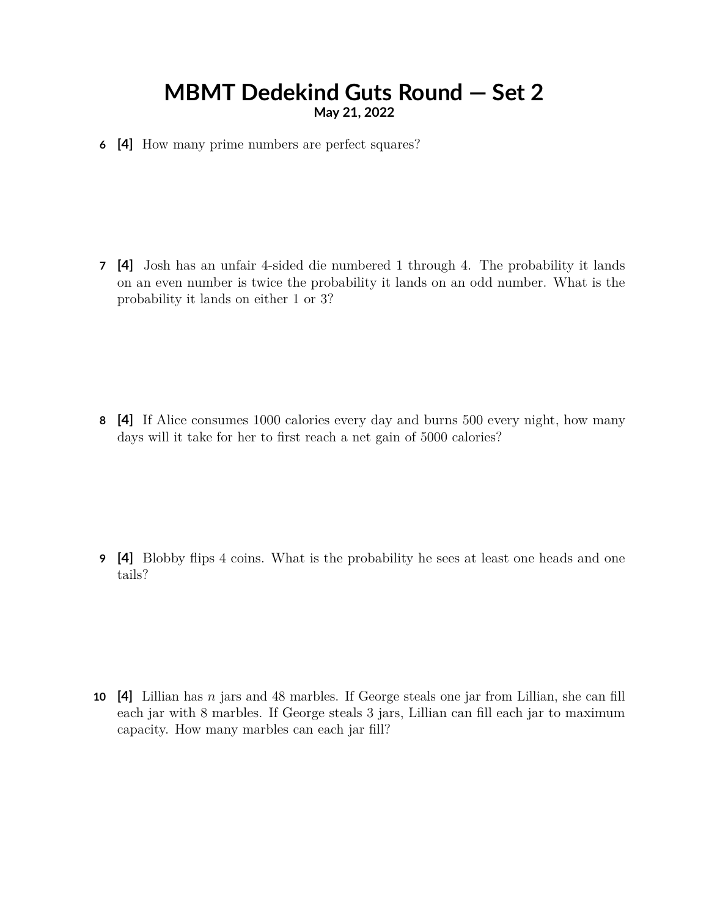# MBMT Dedekind Guts Round — Set 2

**May 21, 2022**

**6** **[4]** How many prime numbers are perfect squares?

**7** **[4]** Josh has an unfair 4-sided die numbered 1 through 4. The probability it lands on an even number is twice the probability it lands on an odd number. What is the probability it lands on either 1 or 3?

**8** **[4]** If Alice consumes 1000 calories every day and burns 500 every night, how many days will it take for her to first reach a net gain of 5000 calories?

**9** **[4]** Blobby flips 4 coins. What is the probability he sees at least one heads and one tails?

**10** **[4]** Lillian has $n$ jars and 48 marbles. If George steals one jar from Lillian, she can fill each jar with 8 marbles. If George steals 3 jars, Lillian can fill each jar to maximum capacity. How many marbles can each jar fill?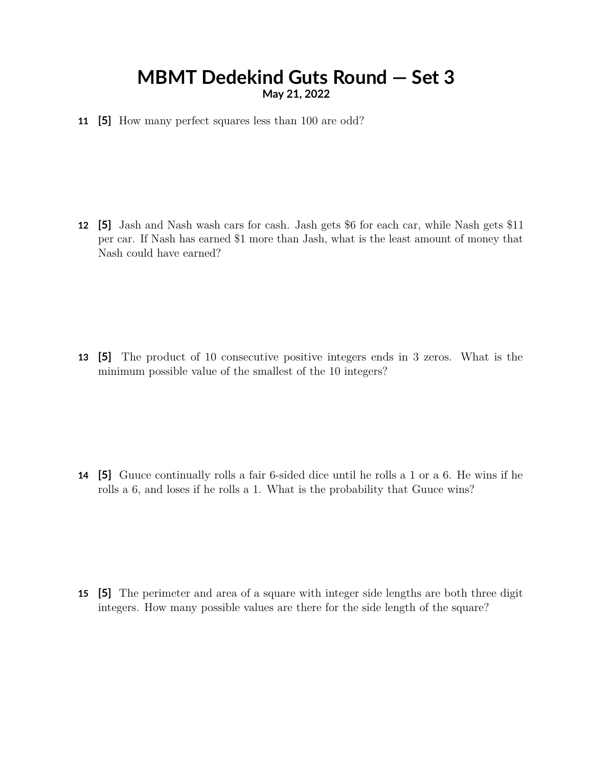# MBMT Dedekind Guts Round — Set 3

**May 21, 2022**

**11** **[5]** How many perfect squares less than 100 are odd?

**12** **[5]** Jash and Nash wash cars for cash. Jash gets \$6 for each car, while Nash gets \$11 per car. If Nash has earned \$1 more than Jash, what is the least amount of money that Nash could have earned?

**13** **[5]** The product of 10 consecutive positive integers ends in 3 zeros. What is the minimum possible value of the smallest of the 10 integers?

**14** **[5]** Guuce continually rolls a fair 6-sided dice until he rolls a 1 or a 6. He wins if he rolls a 6, and loses if he rolls a 1. What is the probability that Guuce wins?

**15** **[5]** The perimeter and area of a square with integer side lengths are both three digit integers. How many possible values are there for the side length of the square?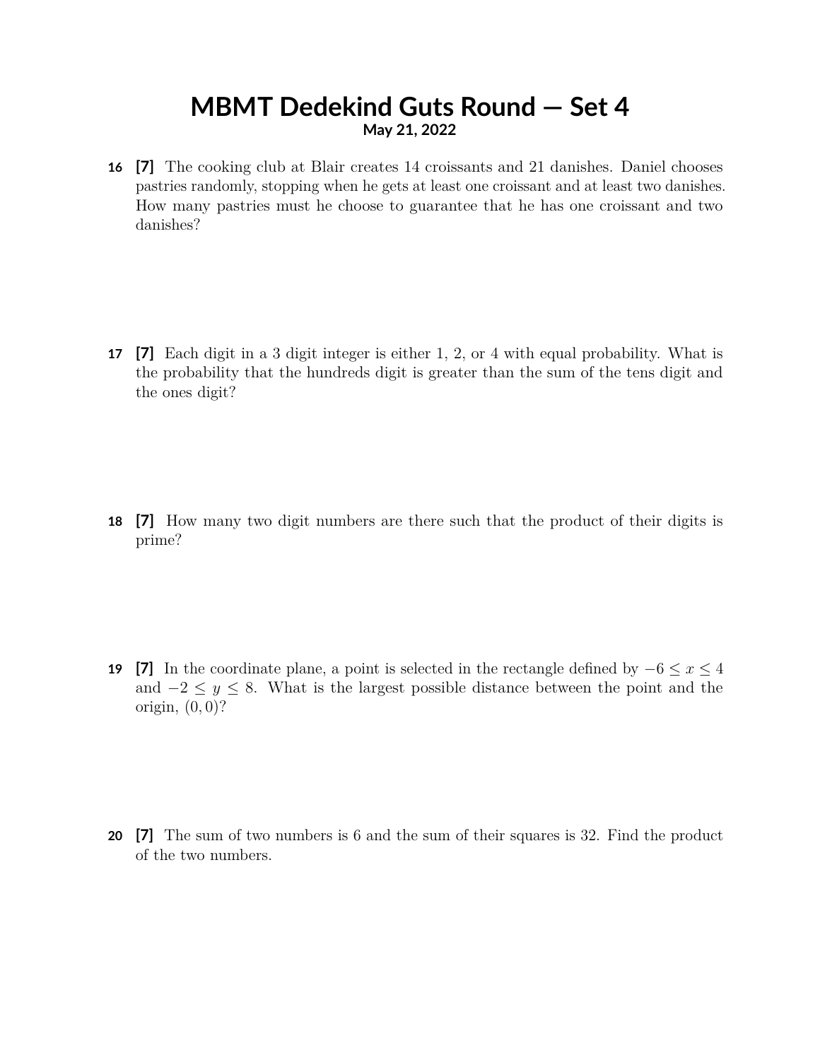# MBMT Dedekind Guts Round — Set 4

**May 21, 2022**

**16** **[7]** The cooking club at Blair creates 14 croissants and 21 danishes. Daniel chooses pastries randomly, stopping when he gets at least one croissant and at least two danishes. How many pastries must he choose to guarantee that he has one croissant and two danishes?

**17** **[7]** Each digit in a 3 digit integer is either 1, 2, or 4 with equal probability. What is the probability that the hundreds digit is greater than the sum of the tens digit and the ones digit?

**18** **[7]** How many two digit numbers are there such that the product of their digits is prime?

**19** **[7]** In the coordinate plane, a point is selected in the rectangle defined by $-6 \leq x \leq 4$ and $-2 \leq y \leq 8$. What is the largest possible distance between the point and the origin, $(0, 0)$?

**20** **[7]** The sum of two numbers is 6 and the sum of their squares is 32. Find the product of the two numbers.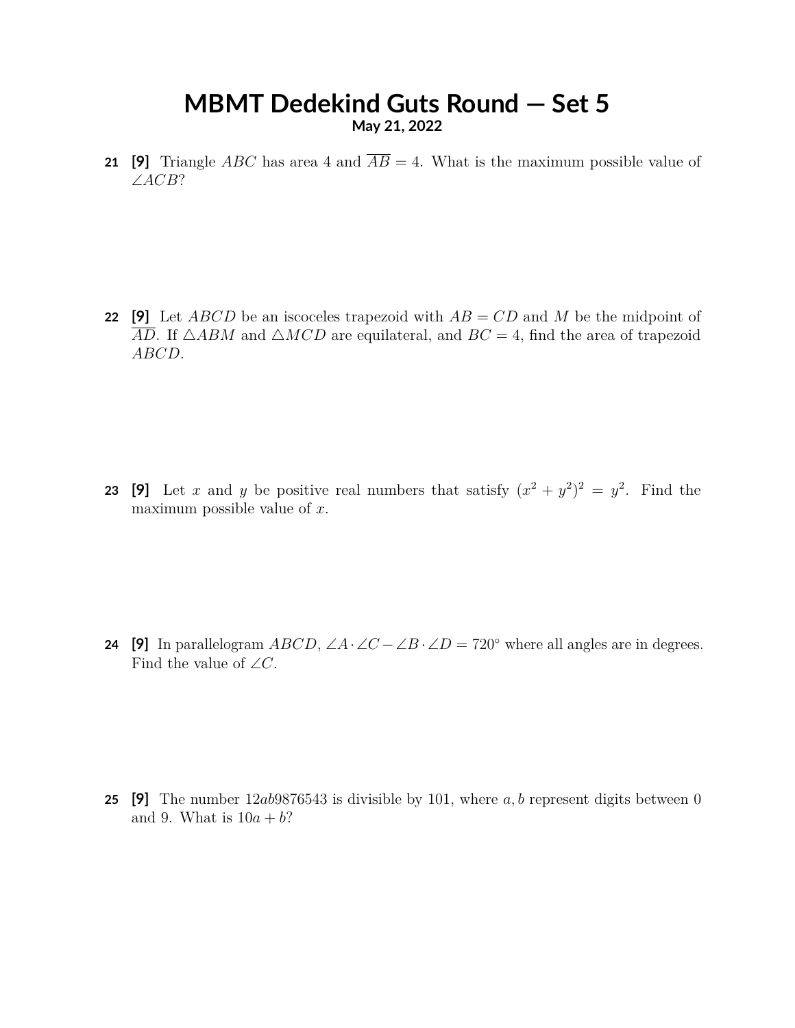# MBMT Dedekind Guts Round — Set 5

**May 21, 2022**

**21** **[9]** Triangle $ABC$ has area 4 and $\overline{AB} = 4$. What is the maximum possible value of $\angle ACB$?

**22** **[9]** Let $ABCD$ be an iscoceles trapezoid with $AB = CD$ and $M$ be the midpoint of $\overline{AD}$. If $\triangle ABM$ and $\triangle MCD$ are equilateral, and $BC = 4$, find the area of trapezoid $ABCD$.

**23** **[9]** Let $x$ and $y$ be positive real numbers that satisfy $(x^2 + y^2)^2 = y^2$. Find the maximum possible value of $x$.

**24** **[9]** In parallelogram $ABCD$, $\angle A \cdot \angle C - \angle B \cdot \angle D = 720°$ where all angles are in degrees. Find the value of $\angle C$.

**25** **[9]** The number $12ab9876543$ is divisible by 101, where $a, b$ represent digits between 0 and 9. What is $10a + b$?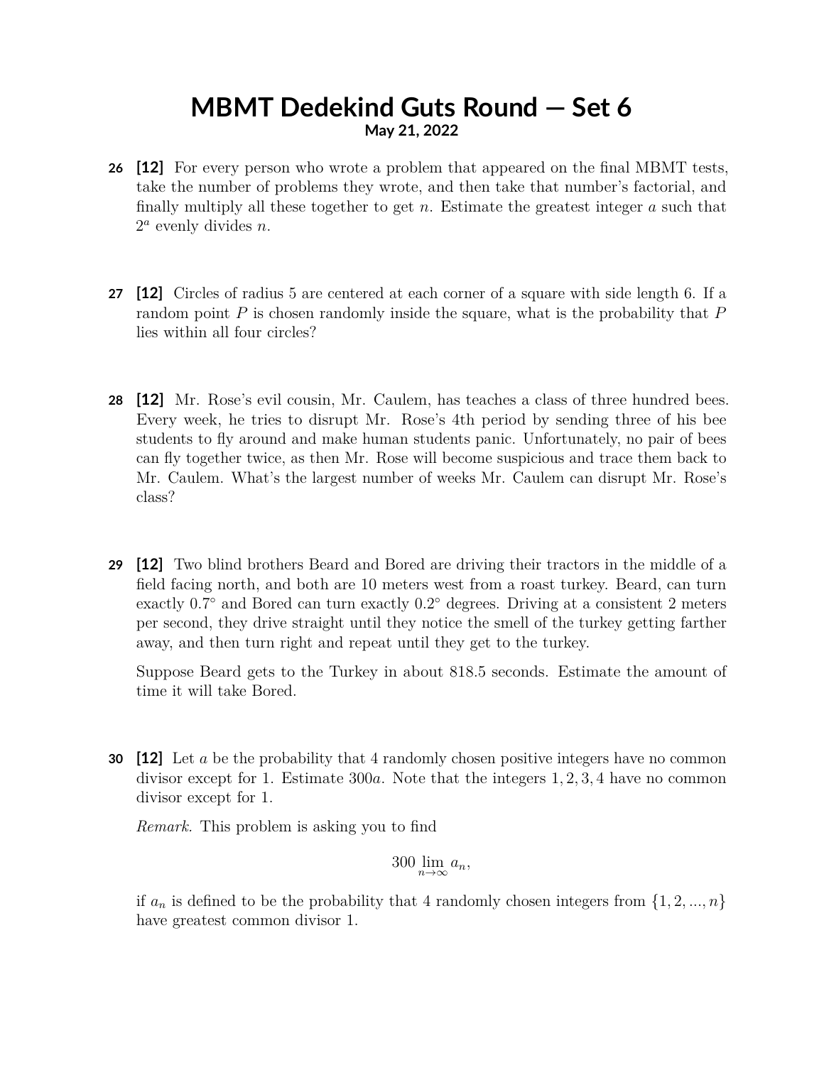# MBMT Dedekind Guts Round — Set 6

**May 21, 2022**

**26** **[12]** For every person who wrote a problem that appeared on the final MBMT tests, take the number of problems they wrote, and then take that number's factorial, and finally multiply all these together to get $n$. Estimate the greatest integer $a$ such that $2^a$ evenly divides $n$.

**27** **[12]** Circles of radius 5 are centered at each corner of a square with side length 6. If a random point $P$ is chosen randomly inside the square, what is the probability that $P$ lies within all four circles?

**28** **[12]** Mr. Rose's evil cousin, Mr. Caulem, has teaches a class of three hundred bees. Every week, he tries to disrupt Mr. Rose's 4th period by sending three of his bee students to fly around and make human students panic. Unfortunately, no pair of bees can fly together twice, as then Mr. Rose will become suspicious and trace them back to Mr. Caulem. What's the largest number of weeks Mr. Caulem can disrupt Mr. Rose's class?

**29** **[12]** Two blind brothers Beard and Bored are driving their tractors in the middle of a field facing north, and both are 10 meters west from a roast turkey. Beard, can turn exactly $0.7^\circ$ and Bored can turn exactly $0.2^\circ$ degrees. Driving at a consistent 2 meters per second, they drive straight until they notice the smell of the turkey getting farther away, and then turn right and repeat until they get to the turkey.

Suppose Beard gets to the Turkey in about 818.5 seconds. Estimate the amount of time it will take Bored.

**30** **[12]** Let $a$ be the probability that 4 randomly chosen positive integers have no common divisor except for 1. Estimate $300a$. Note that the integers $1, 2, 3, 4$ have no common divisor except for 1.

*Remark.* This problem is asking you to find

$$300 \lim_{n\to\infty} a_n,$$

if $a_n$ is defined to be the probability that 4 randomly chosen integers from $\{1, 2, ..., n\}$ have greatest common divisor 1.